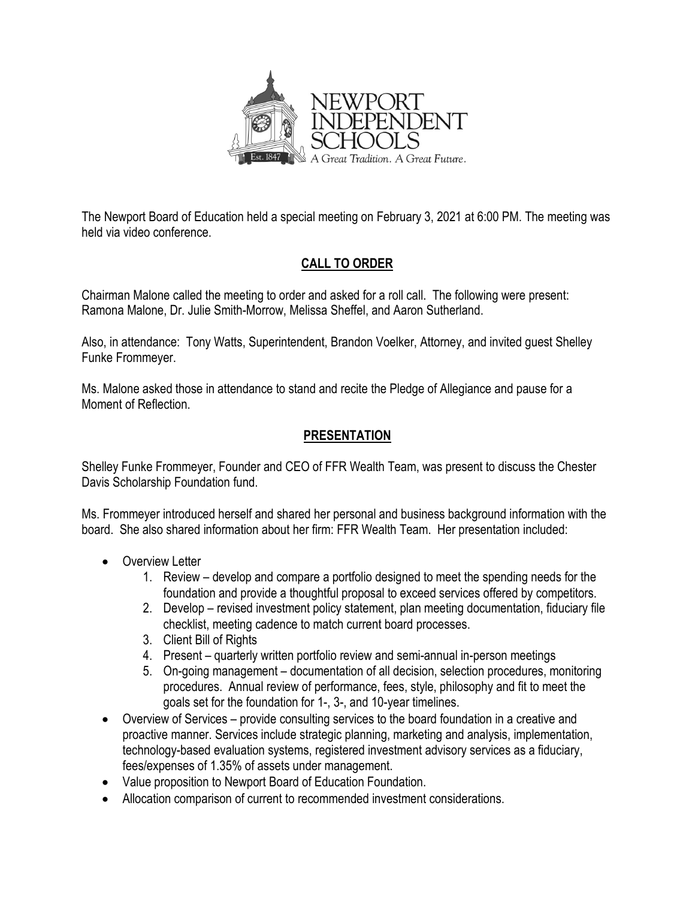The Newport Board of Education held a special meeting on February 3, 2021 at 6:00 PM. The meeting was held via video conference.

## CALL TO ORDER

Chairman Malone called the meeting to order and asked for a roll call. The following were present: Ramona Malone, Dr. Julie Smith-Morrow, Melissa Sheffel, and Aaron Sutherland.

Also, in attendance: Tony Watts, Superintendent, Brandon Voelker, Attorney, and invited guest Shelley Funke Frommeyer.

Ms. Malone asked those in attendance to stand and recite the Pledge of Allegiance and pause for a Moment of Reflection.

## PRESENTATION

Shelley Funke Frommeyer, Founder and CEO of FFR Wealth Team, was present to discuss the Chester Davis Scholarship Foundation fund.

Ms. Frommeyer introduced herself and shared her personal and business background information with the board. She also shared information about her firm: FFR Wealth Team. Her presentation included:

- Overview Letter
  1. Review – develop and compare a portfolio designed to meet the spending needs for the foundation and provide a thoughtful proposal to exceed services offered by competitors.
  2. Develop – revised investment policy statement, plan meeting documentation, fiduciary file checklist, meeting cadence to match current board processes.
  3. Client Bill of Rights
  4. Present – quarterly written portfolio review and semi-annual in-person meetings
  5. On-going management – documentation of all decision, selection procedures, monitoring procedures. Annual review of performance, fees, style, philosophy and fit to meet the goals set for the foundation for 1-, 3-, and 10-year timelines.
- Overview of Services – provide consulting services to the board foundation in a creative and proactive manner. Services include strategic planning, marketing and analysis, implementation, technology-based evaluation systems, registered investment advisory services as a fiduciary, fees/expenses of 1.35% of assets under management.
- Value proposition to Newport Board of Education Foundation.
- Allocation comparison of current to recommended investment considerations.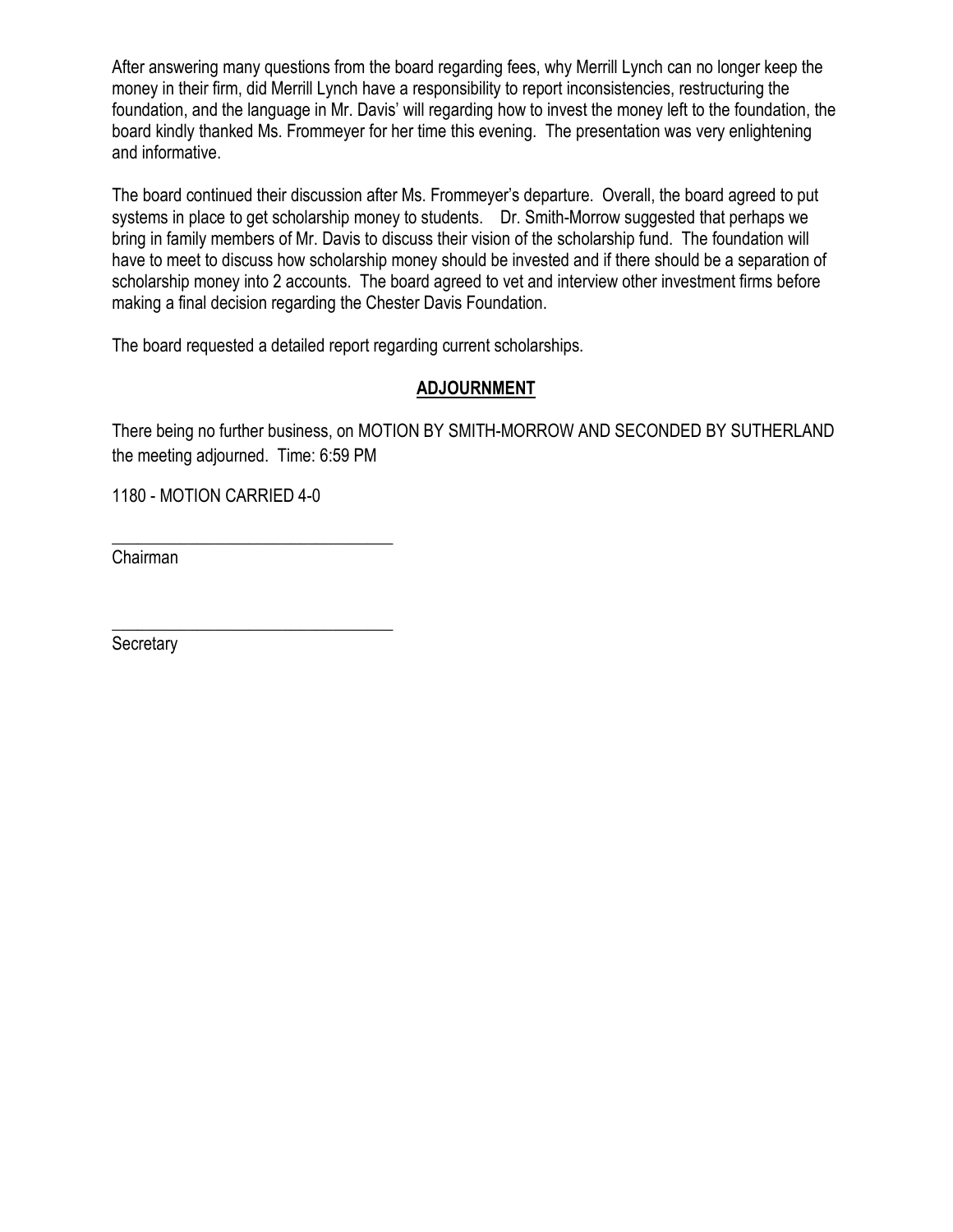After answering many questions from the board regarding fees, why Merrill Lynch can no longer keep the money in their firm, did Merrill Lynch have a responsibility to report inconsistencies, restructuring the foundation, and the language in Mr. Davis' will regarding how to invest the money left to the foundation, the board kindly thanked Ms. Frommeyer for her time this evening. The presentation was very enlightening and informative.

The board continued their discussion after Ms. Frommeyer's departure. Overall, the board agreed to put systems in place to get scholarship money to students. Dr. Smith-Morrow suggested that perhaps we bring in family members of Mr. Davis to discuss their vision of the scholarship fund. The foundation will have to meet to discuss how scholarship money should be invested and if there should be a separation of scholarship money into 2 accounts. The board agreed to vet and interview other investment firms before making a final decision regarding the Chester Davis Foundation.

The board requested a detailed report regarding current scholarships.

## ADJOURNMENT

There being no further business, on MOTION BY SMITH-MORROW AND SECONDED BY SUTHERLAND the meeting adjourned. Time: 6:59 PM

1180 - MOTION CARRIED 4-0

\_\_\_\_\_\_\_\_\_\_\_\_\_\_\_\_\_\_\_\_\_\_\_\_\_\_\_\_\_\_\_\_

Chairman

\_\_\_\_\_\_\_\_\_\_\_\_\_\_\_\_\_\_\_\_\_\_\_\_\_\_\_\_\_\_\_\_

Secretary